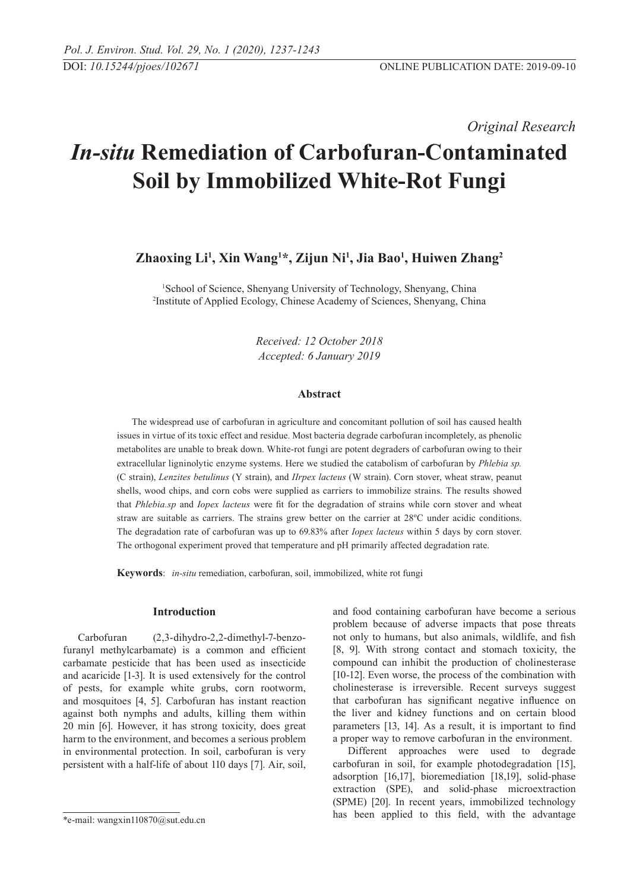*Original Research*

# *In-situ* Remediation of Carbofuran-Contaminated Soil by Immobilized White-Rot Fungi

**Zhaoxing Li[1], Xin Wang[1]\*, Zijun Ni[1], Jia Bao[1], Huiwen Zhang[2]**

[1]School of Science, Shenyang University of Technology, Shenyang, China
[2]Institute of Applied Ecology, Chinese Academy of Sciences, Shenyang, China

*Received: 12 October 2018*
*Accepted: 6 January 2019*

### Abstract

The widespread use of carbofuran in agriculture and concomitant pollution of soil has caused health issues in virtue of its toxic effect and residue. Most bacteria degrade carbofuran incompletely, as phenolic metabolites are unable to break down. White-rot fungi are potent degraders of carbofuran owing to their extracellular ligninolytic enzyme systems. Here we studied the catabolism of carbofuran by *Phlebia sp.* (C strain), *Lenzites betulinus* (Y strain), and *IIrpex lacteus* (W strain). Corn stover, wheat straw, peanut shells, wood chips, and corn cobs were supplied as carriers to immobilize strains. The results showed that *Phlebia.sp* and *Iopex lacteus* were fit for the degradation of strains while corn stover and wheat straw are suitable as carriers. The strains grew better on the carrier at 28ºC under acidic conditions. The degradation rate of carbofuran was up to 69.83% after *Iopex lacteus* within 5 days by corn stover. The orthogonal experiment proved that temperature and pH primarily affected degradation rate.

**Keywords**: *in-situ* remediation, carbofuran, soil, immobilized, white rot fungi

### Introduction

Carbofuran (2,3-dihydro-2,2-dimethyl-7-benzofuranyl methylcarbamate) is a common and efficient carbamate pesticide that has been used as insecticide and acaricide [1-3]. It is used extensively for the control of pests, for example white grubs, corn rootworm, and mosquitoes [4, 5]. Carbofuran has instant reaction against both nymphs and adults, killing them within 20 min [6]. However, it has strong toxicity, does great harm to the environment, and becomes a serious problem in environmental protection. In soil, carbofuran is very persistent with a half-life of about 110 days [7]. Air, soil, and food containing carbofuran have become a serious problem because of adverse impacts that pose threats not only to humans, but also animals, wildlife, and fish [8, 9]. With strong contact and stomach toxicity, the compound can inhibit the production of cholinesterase [10-12]. Even worse, the process of the combination with cholinesterase is irreversible. Recent surveys suggest that carbofuran has significant negative influence on the liver and kidney functions and on certain blood parameters [13, 14]. As a result, it is important to find a proper way to remove carbofuran in the environment.

Different approaches were used to degrade carbofuran in soil, for example photodegradation [15], adsorption [16,17], bioremediation [18,19], solid-phase extraction (SPE), and solid-phase microextraction (SPME) [20]. In recent years, immobilized technology has been applied to this field, with the advantage

\*e-mail: wangxin110870@sut.edu.cn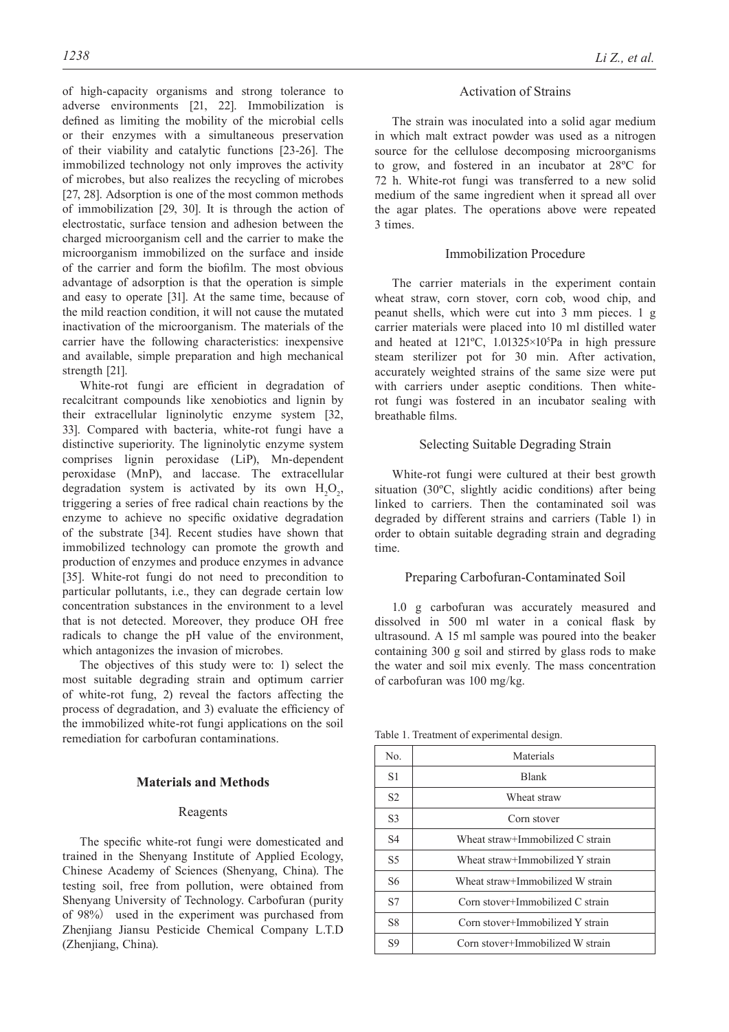of high-capacity organisms and strong tolerance to adverse environments [21, 22]. Immobilization is defined as limiting the mobility of the microbial cells or their enzymes with a simultaneous preservation of their viability and catalytic functions [23-26]. The immobilized technology not only improves the activity of microbes, but also realizes the recycling of microbes [27, 28]. Adsorption is one of the most common methods of immobilization [29, 30]. It is through the action of electrostatic, surface tension and adhesion between the charged microorganism cell and the carrier to make the microorganism immobilized on the surface and inside of the carrier and form the biofilm. The most obvious advantage of adsorption is that the operation is simple and easy to operate [31]. At the same time, because of the mild reaction condition, it will not cause the mutated inactivation of the microorganism. The materials of the carrier have the following characteristics: inexpensive and available, simple preparation and high mechanical strength [21].

White-rot fungi are efficient in degradation of recalcitrant compounds like xenobiotics and lignin by their extracellular ligninolytic enzyme system [32, 33]. Compared with bacteria, white-rot fungi have a distinctive superiority. The ligninolytic enzyme system comprises lignin peroxidase (LiP), Mn-dependent peroxidase (MnP), and laccase. The extracellular degradation system is activated by its own $H_2O_2$, triggering a series of free radical chain reactions by the enzyme to achieve no specific oxidative degradation of the substrate [34]. Recent studies have shown that immobilized technology can promote the growth and production of enzymes and produce enzymes in advance [35]. White-rot fungi do not need to precondition to particular pollutants, i.e., they can degrade certain low concentration substances in the environment to a level that is not detected. Moreover, they produce OH free radicals to change the pH value of the environment, which antagonizes the invasion of microbes.

The objectives of this study were to: 1) select the most suitable degrading strain and optimum carrier of white-rot fung, 2) reveal the factors affecting the process of degradation, and 3) evaluate the efficiency of the immobilized white-rot fungi applications on the soil remediation for carbofuran contaminations.

## Materials and Methods

### Reagents

The specific white-rot fungi were domesticated and trained in the Shenyang Institute of Applied Ecology, Chinese Academy of Sciences (Shenyang, China). The testing soil, free from pollution, were obtained from Shenyang University of Technology. Carbofuran (purity of 98%) used in the experiment was purchased from Zhenjiang Jiansu Pesticide Chemical Company L.T.D (Zhenjiang, China).

### Activation of Strains

The strain was inoculated into a solid agar medium in which malt extract powder was used as a nitrogen source for the cellulose decomposing microorganisms to grow, and fostered in an incubator at 28ºC for 72 h. White-rot fungi was transferred to a new solid medium of the same ingredient when it spread all over the agar plates. The operations above were repeated 3 times.

### Immobilization Procedure

The carrier materials in the experiment contain wheat straw, corn stover, corn cob, wood chip, and peanut shells, which were cut into 3 mm pieces. 1 g carrier materials were placed into 10 ml distilled water and heated at 121ºC, $1.01325\times10^5$Pa in high pressure steam sterilizer pot for 30 min. After activation, accurately weighted strains of the same size were put with carriers under aseptic conditions. Then white-rot fungi was fostered in an incubator sealing with breathable films.

### Selecting Suitable Degrading Strain

White-rot fungi were cultured at their best growth situation (30ºC, slightly acidic conditions) after being linked to carriers. Then the contaminated soil was degraded by different strains and carriers (Table 1) in order to obtain suitable degrading strain and degrading time.

### Preparing Carbofuran-Contaminated Soil

1.0 g carbofuran was accurately measured and dissolved in 500 ml water in a conical flask by ultrasound. A 15 ml sample was poured into the beaker containing 300 g soil and stirred by glass rods to make the water and soil mix evenly. The mass concentration of carbofuran was 100 mg/kg.

Table 1. Treatment of experimental design.

| No. | Materials |
|---|---|
| S1 | Blank |
| S2 | Wheat straw |
| S3 | Corn stover |
| S4 | Wheat straw+Immobilized C strain |
| S5 | Wheat straw+Immobilized Y strain |
| S6 | Wheat straw+Immobilized W strain |
| S7 | Corn stover+Immobilized C strain |
| S8 | Corn stover+Immobilized Y strain |
| S9 | Corn stover+Immobilized W strain |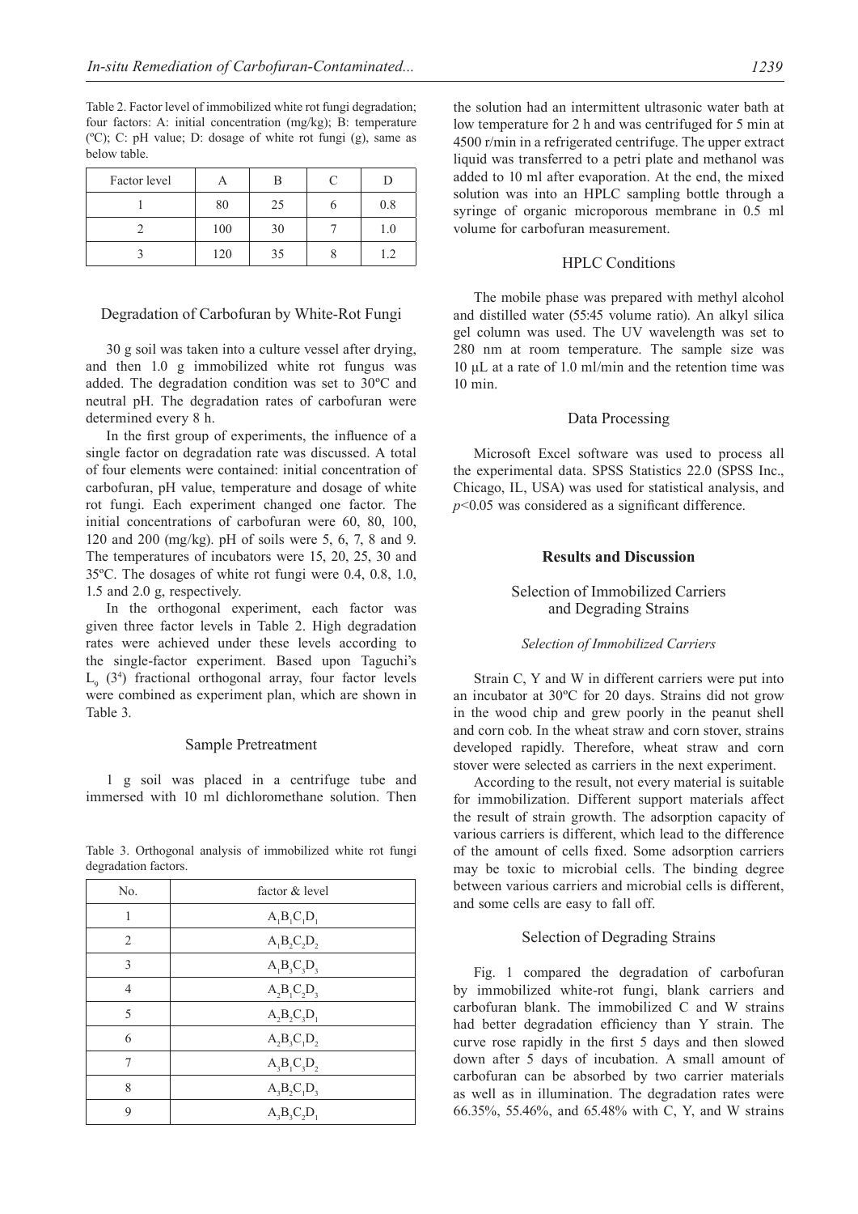Table 2. Factor level of immobilized white rot fungi degradation; four factors: A: initial concentration (mg/kg); B: temperature (ºC); C: pH value; D: dosage of white rot fungi (g), same as below table.

| Factor level | A | B | C | D |
|---|---|---|---|---|
| 1 | 80 | 25 | 6 | 0.8 |
| 2 | 100 | 30 | 7 | 1.0 |
| 3 | 120 | 35 | 8 | 1.2 |

### Degradation of Carbofuran by White-Rot Fungi

30 g soil was taken into a culture vessel after drying, and then 1.0 g immobilized white rot fungus was added. The degradation condition was set to 30ºC and neutral pH. The degradation rates of carbofuran were determined every 8 h.

In the first group of experiments, the influence of a single factor on degradation rate was discussed. A total of four elements were contained: initial concentration of carbofuran, pH value, temperature and dosage of white rot fungi. Each experiment changed one factor. The initial concentrations of carbofuran were 60, 80, 100, 120 and 200 (mg/kg). pH of soils were 5, 6, 7, 8 and 9. The temperatures of incubators were 15, 20, 25, 30 and 35ºC. The dosages of white rot fungi were 0.4, 0.8, 1.0, 1.5 and 2.0 g, respectively.

In the orthogonal experiment, each factor was given three factor levels in Table 2. High degradation rates were achieved under these levels according to the single-factor experiment. Based upon Taguchi's $L_9$ ($3^4$) fractional orthogonal array, four factor levels were combined as experiment plan, which are shown in Table 3.

### Sample Pretreatment

1 g soil was placed in a centrifuge tube and immersed with 10 ml dichloromethane solution. Then the solution had an intermittent ultrasonic water bath at low temperature for 2 h and was centrifuged for 5 min at 4500 r/min in a refrigerated centrifuge. The upper extract liquid was transferred to a petri plate and methanol was added to 10 ml after evaporation. At the end, the mixed solution was into an HPLC sampling bottle through a syringe of organic microporous membrane in 0.5 ml volume for carbofuran measurement.

Table 3. Orthogonal analysis of immobilized white rot fungi degradation factors.

| No. | factor & level |
|---|---|
| 1 | $A_1B_1C_1D_1$ |
| 2 | $A_1B_2C_2D_2$ |
| 3 | $A_1B_3C_3D_3$ |
| 4 | $A_2B_1C_2D_3$ |
| 5 | $A_2B_2C_3D_1$ |
| 6 | $A_2B_3C_1D_2$ |
| 7 | $A_3B_1C_3D_2$ |
| 8 | $A_3B_2C_1D_3$ |
| 9 | $A_3B_3C_2D_1$ |

### HPLC Conditions

The mobile phase was prepared with methyl alcohol and distilled water (55:45 volume ratio). An alkyl silica gel column was used. The UV wavelength was set to 280 nm at room temperature. The sample size was 10 μL at a rate of 1.0 ml/min and the retention time was 10 min.

### Data Processing

Microsoft Excel software was used to process all the experimental data. SPSS Statistics 22.0 (SPSS Inc., Chicago, IL, USA) was used for statistical analysis, and $p<0.05$ was considered as a significant difference.

## Results and Discussion

### Selection of Immobilized Carriers and Degrading Strains

#### *Selection of Immobilized Carriers*

Strain C, Y and W in different carriers were put into an incubator at 30ºC for 20 days. Strains did not grow in the wood chip and grew poorly in the peanut shell and corn cob. In the wheat straw and corn stover, strains developed rapidly. Therefore, wheat straw and corn stover were selected as carriers in the next experiment.

According to the result, not every material is suitable for immobilization. Different support materials affect the result of strain growth. The adsorption capacity of various carriers is different, which lead to the difference of the amount of cells fixed. Some adsorption carriers may be toxic to microbial cells. The binding degree between various carriers and microbial cells is different, and some cells are easy to fall off.

### Selection of Degrading Strains

Fig. 1 compared the degradation of carbofuran by immobilized white-rot fungi, blank carriers and carbofuran blank. The immobilized C and W strains had better degradation efficiency than Y strain. The curve rose rapidly in the first 5 days and then slowed down after 5 days of incubation. A small amount of carbofuran can be absorbed by two carrier materials as well as in illumination. The degradation rates were 66.35%, 55.46%, and 65.48% with C, Y, and W strains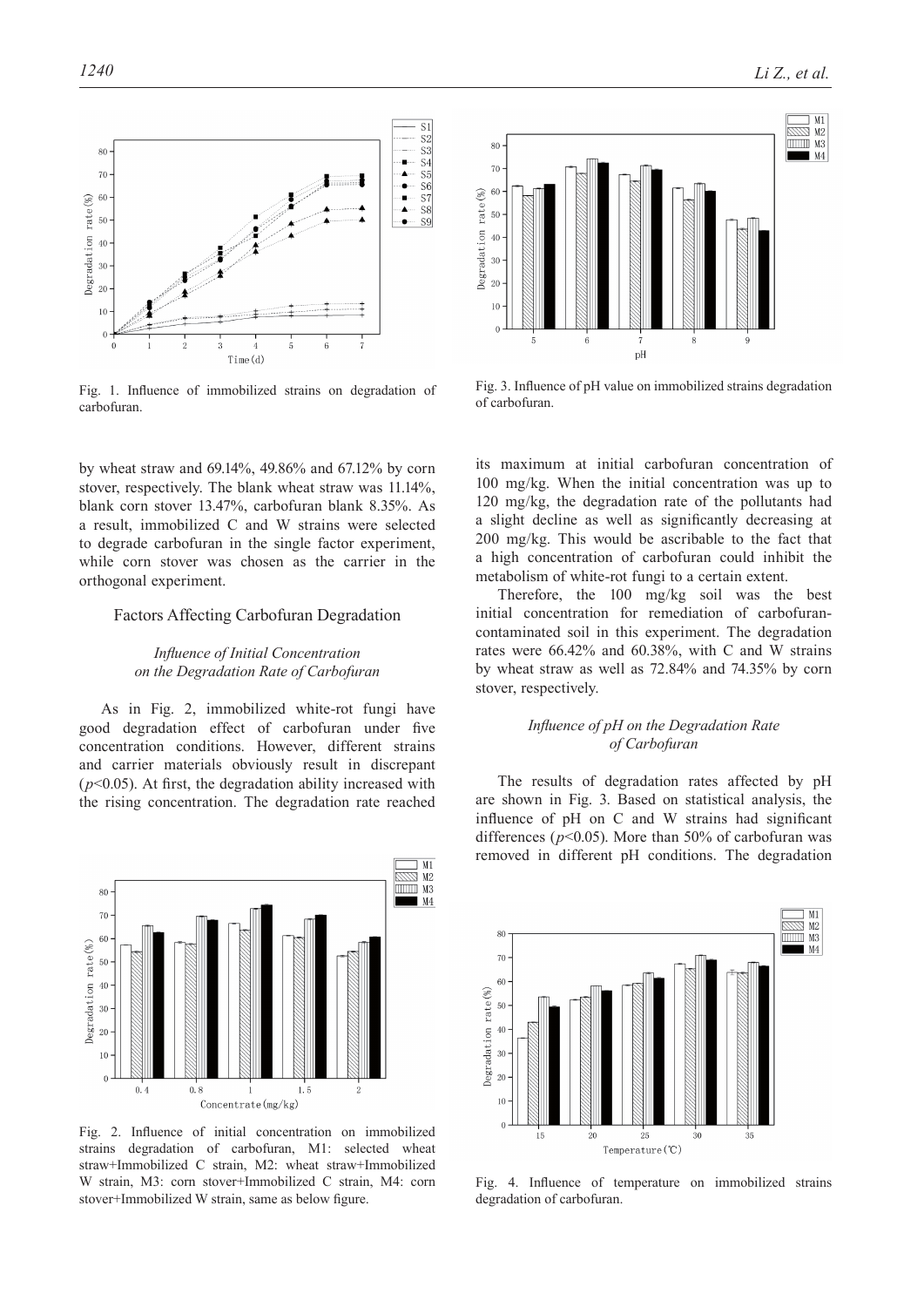Fig. 1. Influence of immobilized strains on degradation of carbofuran.

by wheat straw and 69.14%, 49.86% and 67.12% by corn stover, respectively. The blank wheat straw was 11.14%, blank corn stover 13.47%, carbofuran blank 8.35%. As a result, immobilized C and W strains were selected to degrade carbofuran in the single factor experiment, while corn stover was chosen as the carrier in the orthogonal experiment.

## Factors Affecting Carbofuran Degradation

### *Influence of Initial Concentration on the Degradation Rate of Carbofuran*

As in Fig. 2, immobilized white-rot fungi have good degradation effect of carbofuran under five concentration conditions. However, different strains and carrier materials obviously result in discrepant ($p<0.05$). At first, the degradation ability increased with the rising concentration. The degradation rate reached its maximum at initial carbofuran concentration of 100 mg/kg. When the initial concentration was up to 120 mg/kg, the degradation rate of the pollutants had a slight decline as well as significantly decreasing at 200 mg/kg. This would be ascribable to the fact that a high concentration of carbofuran could inhibit the metabolism of white-rot fungi to a certain extent.

Therefore, the 100 mg/kg soil was the best initial concentration for remediation of carbofuran-contaminated soil in this experiment. The degradation rates were 66.42% and 60.38%, with C and W strains by wheat straw as well as 72.84% and 74.35% by corn stover, respectively.

Fig. 2. Influence of initial concentration on immobilized strains degradation of carbofuran, M1: selected wheat straw+Immobilized C strain, M2: wheat straw+Immobilized W strain, M3: corn stover+Immobilized C strain, M4: corn stover+Immobilized W strain, same as below figure.

Fig. 3. Influence of pH value on immobilized strains degradation of carbofuran.

### *Influence of pH on the Degradation Rate of Carbofuran*

The results of degradation rates affected by pH are shown in Fig. 3. Based on statistical analysis, the influence of pH on C and W strains had significant differences ($p<0.05$). More than 50% of carbofuran was removed in different pH conditions. The degradation

Fig. 4. Influence of temperature on immobilized strains degradation of carbofuran.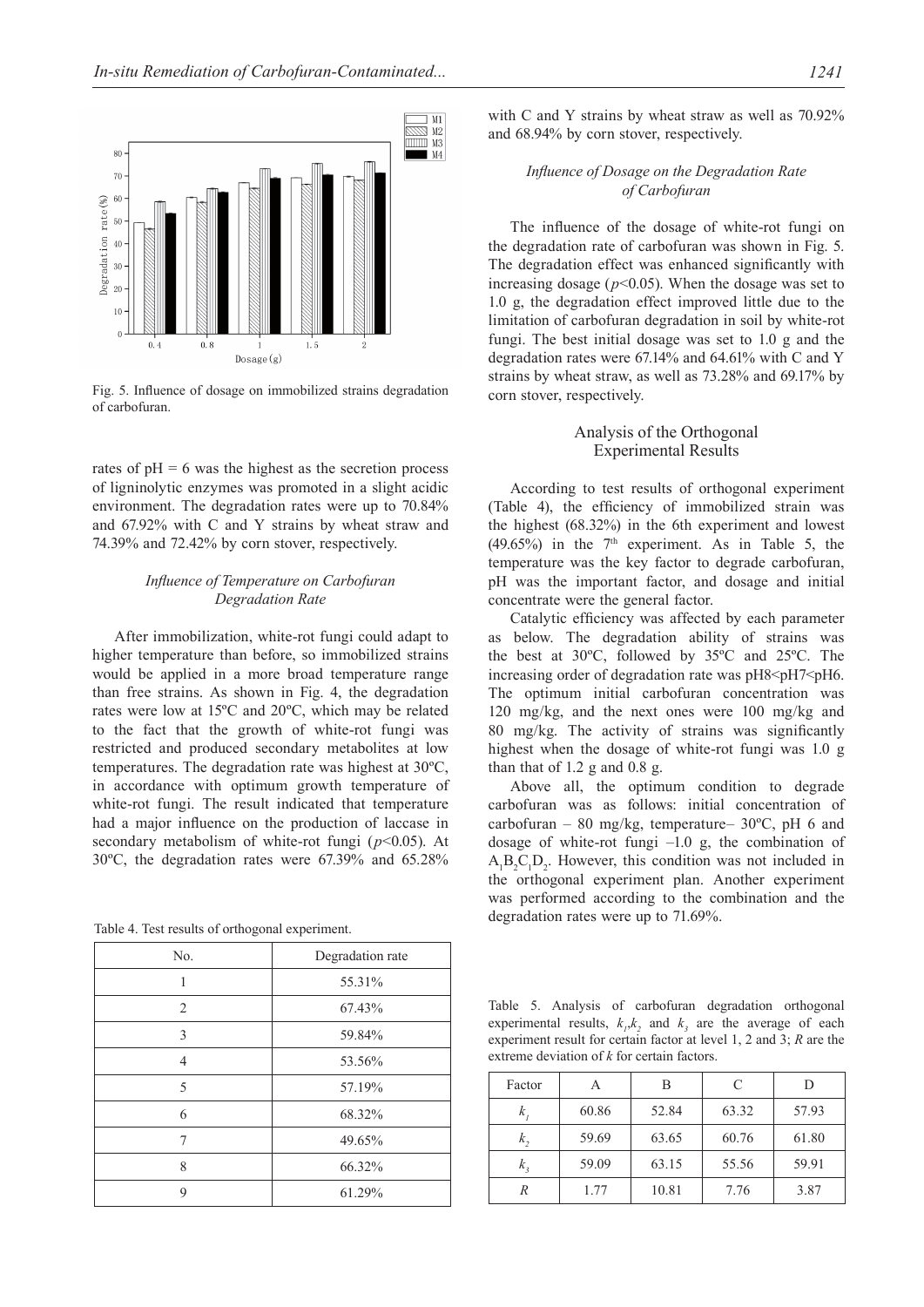Fig. 5. Influence of dosage on immobilized strains degradation of carbofuran.

rates of pH = 6 was the highest as the secretion process of ligninolytic enzymes was promoted in a slight acidic environment. The degradation rates were up to 70.84% and 67.92% with C and Y strains by wheat straw and 74.39% and 72.42% by corn stover, respectively.

### *Influence of Temperature on Carbofuran Degradation Rate*

After immobilization, white-rot fungi could adapt to higher temperature than before, so immobilized strains would be applied in a more broad temperature range than free strains. As shown in Fig. 4, the degradation rates were low at 15ºC and 20ºC, which may be related to the fact that the growth of white-rot fungi was restricted and produced secondary metabolites at low temperatures. The degradation rate was highest at 30ºC, in accordance with optimum growth temperature of white-rot fungi. The result indicated that temperature had a major influence on the production of laccase in secondary metabolism of white-rot fungi ($p<0.05$). At 30ºC, the degradation rates were 67.39% and 65.28% with C and Y strains by wheat straw as well as 70.92% and 68.94% by corn stover, respectively.

### *Influence of Dosage on the Degradation Rate of Carbofuran*

The influence of the dosage of white-rot fungi on the degradation rate of carbofuran was shown in Fig. 5. The degradation effect was enhanced significantly with increasing dosage ($p<0.05$). When the dosage was set to 1.0 g, the degradation effect improved little due to the limitation of carbofuran degradation in soil by white-rot fungi. The best initial dosage was set to 1.0 g and the degradation rates were 67.14% and 64.61% with C and Y strains by wheat straw, as well as 73.28% and 69.17% by corn stover, respectively.

## Analysis of the Orthogonal Experimental Results

According to test results of orthogonal experiment (Table 4), the efficiency of immobilized strain was the highest (68.32%) in the 6th experiment and lowest (49.65%) in the 7th experiment. As in Table 5, the temperature was the key factor to degrade carbofuran, pH was the important factor, and dosage and initial concentrate were the general factor.

Catalytic efficiency was affected by each parameter as below. The degradation ability of strains was the best at 30ºC, followed by 35ºC and 25ºC. The increasing order of degradation rate was pH8<pH7<pH6. The optimum initial carbofuran concentration was 120 mg/kg, and the next ones were 100 mg/kg and 80 mg/kg. The activity of strains was significantly highest when the dosage of white-rot fungi was 1.0 g than that of 1.2 g and 0.8 g.

Above all, the optimum condition to degrade carbofuran was as follows: initial concentration of carbofuran – 80 mg/kg, temperature– 30ºC, pH 6 and dosage of white-rot fungi –1.0 g, the combination of $A_1B_2C_1D_2$. However, this condition was not included in the orthogonal experiment plan. Another experiment was performed according to the combination and the degradation rates were up to 71.69%.

Table 4. Test results of orthogonal experiment.

| No. | Degradation rate |
|---|---|
| 1 | 55.31% |
| 2 | 67.43% |
| 3 | 59.84% |
| 4 | 53.56% |
| 5 | 57.19% |
| 6 | 68.32% |
| 7 | 49.65% |
| 8 | 66.32% |
| 9 | 61.29% |

Table 5. Analysis of carbofuran degradation orthogonal experimental results, $k_1$,$k_2$ and $k_3$ are the average of each experiment result for certain factor at level 1, 2 and 3; $R$ are the extreme deviation of $k$ for certain factors.

| Factor | A | B | C | D |
|---|---|---|---|---|
| $k_1$ | 60.86 | 52.84 | 63.32 | 57.93 |
| $k_2$ | 59.69 | 63.65 | 60.76 | 61.80 |
| $k_3$ | 59.09 | 63.15 | 55.56 | 59.91 |
| $R$ | 1.77 | 10.81 | 7.76 | 3.87 |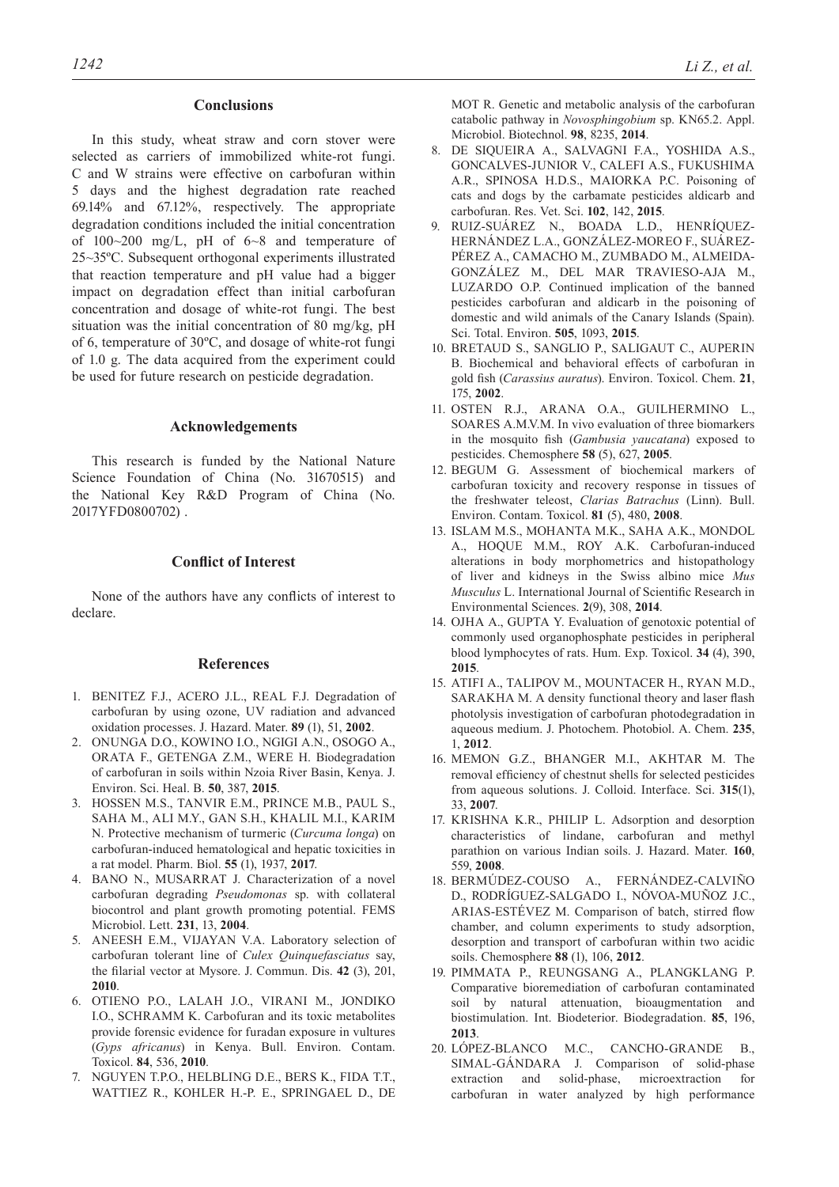## Conclusions

In this study, wheat straw and corn stover were selected as carriers of immobilized white-rot fungi. C and W strains were effective on carbofuran within 5 days and the highest degradation rate reached 69.14% and 67.12%, respectively. The appropriate degradation conditions included the initial concentration of 100~200 mg/L, pH of 6~8 and temperature of 25~35ºC. Subsequent orthogonal experiments illustrated that reaction temperature and pH value had a bigger impact on degradation effect than initial carbofuran concentration and dosage of white-rot fungi. The best situation was the initial concentration of 80 mg/kg, pH of 6, temperature of 30ºC, and dosage of white-rot fungi of 1.0 g. The data acquired from the experiment could be used for future research on pesticide degradation.

## Acknowledgements

This research is funded by the National Nature Science Foundation of China (No. 31670515) and the National Key R&D Program of China (No. 2017YFD0800702) .

## Conflict of Interest

None of the authors have any conflicts of interest to declare.

## References

1. BENITEZ F.J., ACERO J.L., REAL F.J. Degradation of carbofuran by using ozone, UV radiation and advanced oxidation processes. J. Hazard. Mater. **89** (1), 51, **2002**.
2. ONUNGA D.O., KOWINO I.O., NGIGI A.N., OSOGO A., ORATA F., GETENGA Z.M., WERE H. Biodegradation of carbofuran in soils within Nzoia River Basin, Kenya. J. Environ. Sci. Heal. B. **50**, 387, **2015**.
3. HOSSEN M.S., TANVIR E.M., PRINCE M.B., PAUL S., SAHA M., ALI M.Y., GAN S.H., KHALIL M.I., KARIM N. Protective mechanism of turmeric (*Curcuma longa*) on carbofuran-induced hematological and hepatic toxicities in a rat model. Pharm. Biol. **55** (1), 1937, **2017**.
4. BANO N., MUSARRAT J. Characterization of a novel carbofuran degrading *Pseudomonas* sp. with collateral biocontrol and plant growth promoting potential. FEMS Microbiol. Lett. **231**, 13, **2004**.
5. ANEESH E.M., VIJAYAN V.A. Laboratory selection of carbofuran tolerant line of *Culex Quinquefasciatus* say, the filarial vector at Mysore. J. Commun. Dis. **42** (3), 201, **2010**.
6. OTIENO P.O., LALAH J.O., VIRANI M., JONDIKO I.O., SCHRAMM K. Carbofuran and its toxic metabolites provide forensic evidence for furadan exposure in vultures (*Gyps africanus*) in Kenya. Bull. Environ. Contam. Toxicol. **84**, 536, **2010**.
7. NGUYEN T.P.O., HELBLING D.E., BERS K., FIDA T.T., WATTIEZ R., KOHLER H.-P. E., SPRINGAEL D., DE MOT R. Genetic and metabolic analysis of the carbofuran catabolic pathway in *Novosphingobium* sp. KN65.2. Appl. Microbiol. Biotechnol. **98**, 8235, **2014**.
8. DE SIQUEIRA A., SALVAGNI F.A., YOSHIDA A.S., GONCALVES-JUNIOR V., CALEFI A.S., FUKUSHIMA A.R., SPINOSA H.D.S., MAIORKA P.C. Poisoning of cats and dogs by the carbamate pesticides aldicarb and carbofuran. Res. Vet. Sci. **102**, 142, **2015**.
9. RUIZ-SUÁREZ N., BOADA L.D., HENRÍQUEZ-HERNÁNDEZ L.A., GONZÁLEZ-MOREO F., SUÁREZ-PÉREZ A., CAMACHO M., ZUMBADO M., ALMEIDA-GONZÁLEZ M., DEL MAR TRAVIESO-AJA M., LUZARDO O.P. Continued implication of the banned pesticides carbofuran and aldicarb in the poisoning of domestic and wild animals of the Canary Islands (Spain). Sci. Total. Environ. **505**, 1093, **2015**.
10. BRETAUD S., SANGLIO P., SALIGAUT C., AUPERIN B. Biochemical and behavioral effects of carbofuran in gold fish (*Carassius auratus*). Environ. Toxicol. Chem. **21**, 175, **2002**.
11. OSTEN R.J., ARANA O.A., GUILHERMINO L., SOARES A.M.V.M. In vivo evaluation of three biomarkers in the mosquito fish (*Gambusia yaucatana*) exposed to pesticides. Chemosphere **58** (5), 627, **2005**.
12. BEGUM G. Assessment of biochemical markers of carbofuran toxicity and recovery response in tissues of the freshwater teleost, *Clarias Batrachus* (Linn). Bull. Environ. Contam. Toxicol. **81** (5), 480, **2008**.
13. ISLAM M.S., MOHANTA M.K., SAHA A.K., MONDOL A., HOQUE M.M., ROY A.K. Carbofuran-induced alterations in body morphometrics and histopathology of liver and kidneys in the Swiss albino mice *Mus Musculus* L. International Journal of Scientific Research in Environmental Sciences. **2**(9), 308, **2014**.
14. OJHA A., GUPTA Y. Evaluation of genotoxic potential of commonly used organophosphate pesticides in peripheral blood lymphocytes of rats. Hum. Exp. Toxicol. **34** (4), 390, **2015**.
15. ATIFI A., TALIPOV M., MOUNTACER H., RYAN M.D., SARAKHA M. A density functional theory and laser flash photolysis investigation of carbofuran photodegradation in aqueous medium. J. Photochem. Photobiol. A. Chem. **235**, 1, **2012**.
16. MEMON G.Z., BHANGER M.I., AKHTAR M. The removal efficiency of chestnut shells for selected pesticides from aqueous solutions. J. Colloid. Interface. Sci. **315**(1), 33, **2007**.
17. KRISHNA K.R., PHILIP L. Adsorption and desorption characteristics of lindane, carbofuran and methyl parathion on various Indian soils. J. Hazard. Mater. **160**, 559, **2008**.
18. BERMÚDEZ-COUSO A., FERNÁNDEZ-CALVIÑO D., RODRÍGUEZ-SALGADO I., NÓVOA-MUÑOZ J.C., ARIAS-ESTÉVEZ M. Comparison of batch, stirred flow chamber, and column experiments to study adsorption, desorption and transport of carbofuran within two acidic soils. Chemosphere **88** (1), 106, **2012**.
19. PIMMATA P., REUNGSANG A., PLANGKLANG P. Comparative bioremediation of carbofuran contaminated soil by natural attenuation, bioaugmentation and biostimulation. Int. Biodeterior. Biodegradation. **85**, 196, **2013**.
20. LÓPEZ-BLANCO M.C., CANCHO-GRANDE B., SIMAL-GÁNDARA J. Comparison of solid-phase extraction and solid-phase, microextraction for carbofuran in water analyzed by high performance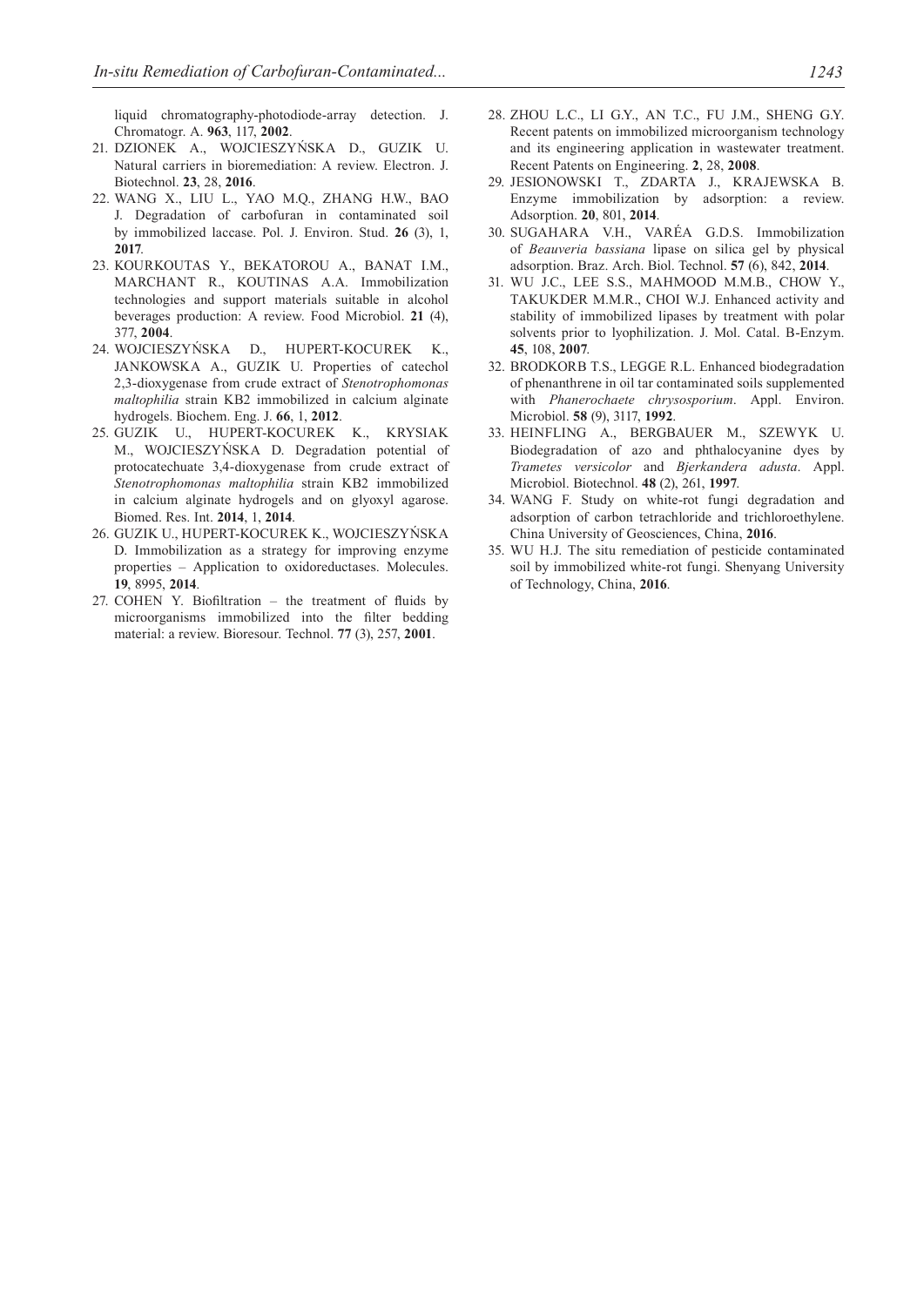liquid chromatography-photodiode-array detection. J. Chromatogr. A. **963**, 117, **2002**.

21. DZIONEK A., WOJCIESZYŃSKA D., GUZIK U. Natural carriers in bioremediation: A review. Electron. J. Biotechnol. **23**, 28, **2016**.
22. WANG X., LIU L., YAO M.Q., ZHANG H.W., BAO J. Degradation of carbofuran in contaminated soil by immobilized laccase. Pol. J. Environ. Stud. **26** (3), 1, **2017**.
23. KOURKOUTAS Y., BEKATOROU A., BANAT I.M., MARCHANT R., KOUTINAS A.A. Immobilization technologies and support materials suitable in alcohol beverages production: A review. Food Microbiol. **21** (4), 377, **2004**.
24. WOJCIESZYŃSKA D., HUPERT-KOCUREK K., JANKOWSKA A., GUZIK U. Properties of catechol 2,3-dioxygenase from crude extract of *Stenotrophomonas maltophilia* strain KB2 immobilized in calcium alginate hydrogels. Biochem. Eng. J. **66**, 1, **2012**.
25. GUZIK U., HUPERT-KOCUREK K., KRYSIAK M., WOJCIESZYŃSKA D. Degradation potential of protocatechuate 3,4-dioxygenase from crude extract of *Stenotrophomonas maltophilia* strain KB2 immobilized in calcium alginate hydrogels and on glyoxyl agarose. Biomed. Res. Int. **2014**, 1, **2014**.
26. GUZIK U., HUPERT-KOCUREK K., WOJCIESZYŃSKA D. Immobilization as a strategy for improving enzyme properties – Application to oxidoreductases. Molecules. **19**, 8995, **2014**.
27. COHEN Y. Biofiltration – the treatment of fluids by microorganisms immobilized into the filter bedding material: a review. Bioresour. Technol. **77** (3), 257, **2001**.
28. ZHOU L.C., LI G.Y., AN T.C., FU J.M., SHENG G.Y. Recent patents on immobilized microorganism technology and its engineering application in wastewater treatment. Recent Patents on Engineering. **2**, 28, **2008**.
29. JESIONOWSKI T., ZDARTA J., KRAJEWSKA B. Enzyme immobilization by adsorption: a review. Adsorption. **20**, 801, **2014**.
30. SUGAHARA V.H., VARÉA G.D.S. Immobilization of *Beauveria bassiana* lipase on silica gel by physical adsorption. Braz. Arch. Biol. Technol. **57** (6), 842, **2014**.
31. WU J.C., LEE S.S., MAHMOOD M.M.B., CHOW Y., TAKUKDER M.M.R., CHOI W.J. Enhanced activity and stability of immobilized lipases by treatment with polar solvents prior to lyophilization. J. Mol. Catal. B-Enzym. **45**, 108, **2007**.
32. BRODKORB T.S., LEGGE R.L. Enhanced biodegradation of phenanthrene in oil tar contaminated soils supplemented with *Phanerochaete chrysosporium*. Appl. Environ. Microbiol. **58** (9), 3117, **1992**.
33. HEINFLING A., BERGBAUER M., SZEWYK U. Biodegradation of azo and phthalocyanine dyes by *Trametes versicolor* and *Bjerkandera adusta*. Appl. Microbiol. Biotechnol. **48** (2), 261, **1997**.
34. WANG F. Study on white-rot fungi degradation and adsorption of carbon tetrachloride and trichloroethylene. China University of Geosciences, China, **2016**.
35. WU H.J. The situ remediation of pesticide contaminated soil by immobilized white-rot fungi. Shenyang University of Technology, China, **2016**.